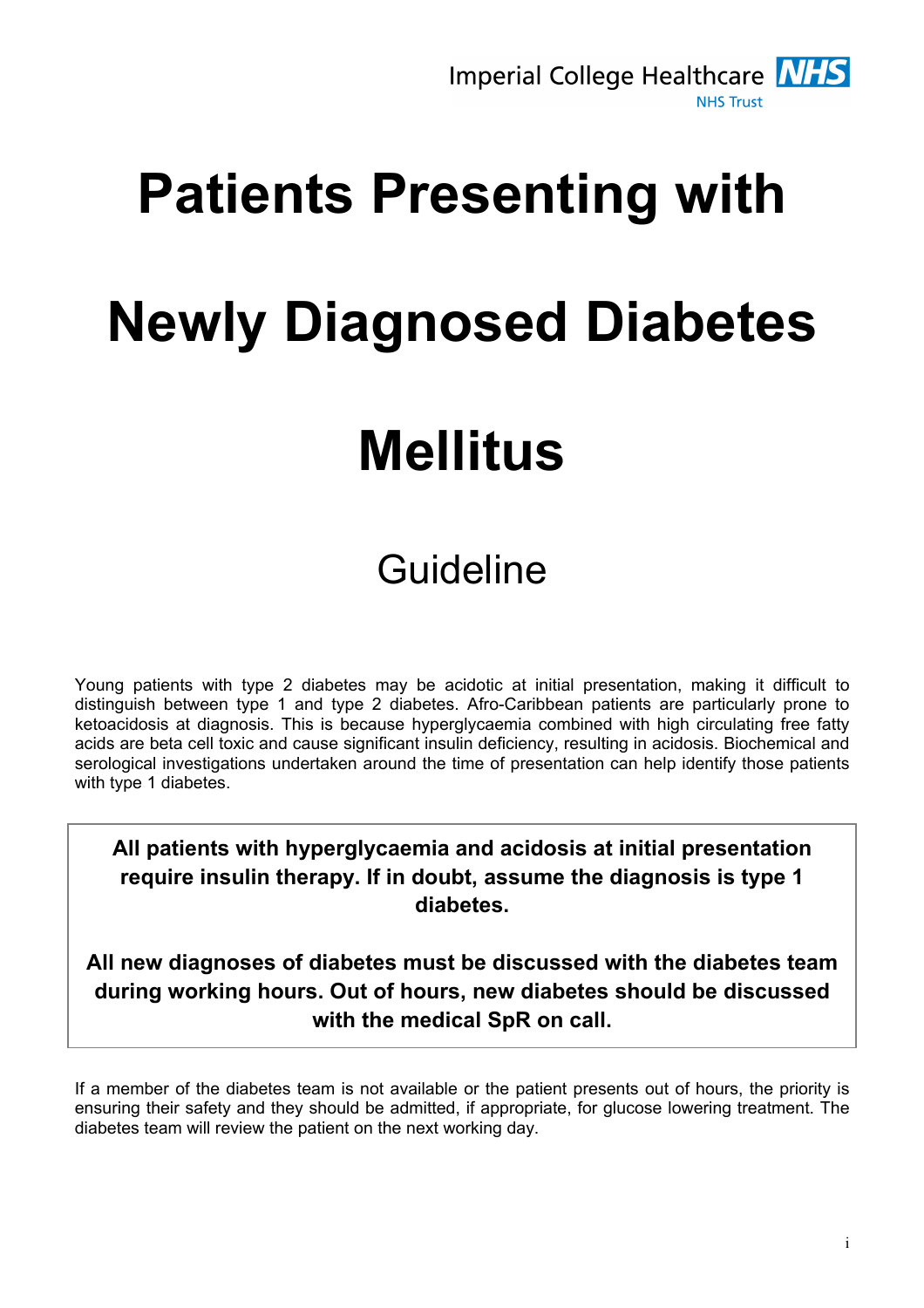Imperial College Healthcare NHS Trust

# Patients Presenting with Newly Diagnosed Diabetes Mellitus

## Guideline

Young patients with type 2 diabetes may be acidotic at initial presentation, making it difficult to distinguish between type 1 and type 2 diabetes. Afro-Caribbean patients are particularly prone to ketoacidosis at diagnosis. This is because hyperglycaemia combined with high circulating free fatty acids are beta cell toxic and cause significant insulin deficiency, resulting in acidosis. Biochemical and serological investigations undertaken around the time of presentation can help identify those patients with type 1 diabetes.

**All patients with hyperglycaemia and acidosis at initial presentation require insulin therapy. If in doubt, assume the diagnosis is type 1 diabetes.**

**All new diagnoses of diabetes must be discussed with the diabetes team during working hours. Out of hours, new diabetes should be discussed with the medical SpR on call.**

If a member of the diabetes team is not available or the patient presents out of hours, the priority is ensuring their safety and they should be admitted, if appropriate, for glucose lowering treatment. The diabetes team will review the patient on the next working day.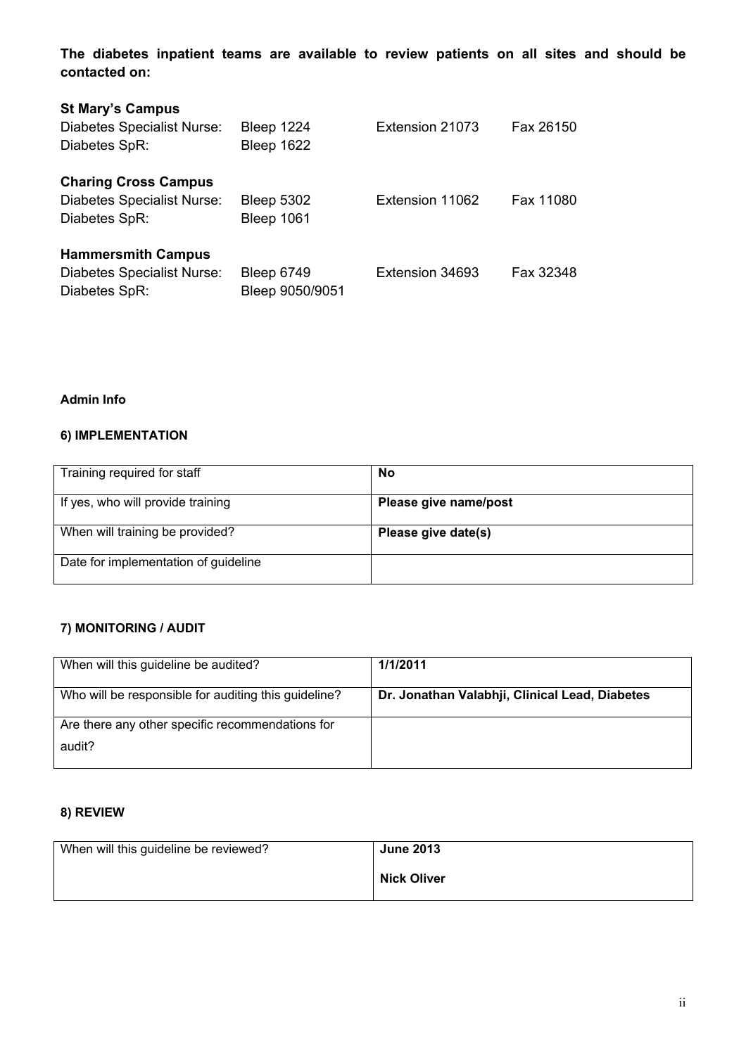**The diabetes inpatient teams are available to review patients on all sites and should be contacted on:**

**St Mary's Campus**

| | | | |
|---|---|---|---|
| Diabetes Specialist Nurse: | Bleep 1224 | Extension 21073 | Fax 26150 |
| Diabetes SpR: | Bleep 1622 | | |

**Charing Cross Campus**

| | | | |
|---|---|---|---|
| Diabetes Specialist Nurse: | Bleep 5302 | Extension 11062 | Fax 11080 |
| Diabetes SpR: | Bleep 1061 | | |

**Hammersmith Campus**

| | | | |
|---|---|---|---|
| Diabetes Specialist Nurse: | Bleep 6749 | Extension 34693 | Fax 32348 |
| Diabetes SpR: | Bleep 9050/9051 | | |

**Admin Info**

**6) IMPLEMENTATION**

| | |
|---|---|
| Training required for staff | **No** |
| If yes, who will provide training | **Please give name/post** |
| When will training be provided? | **Please give date(s)** |
| Date for implementation of guideline | |

**7) MONITORING / AUDIT**

| | |
|---|---|
| When will this guideline be audited? | **1/1/2011** |
| Who will be responsible for auditing this guideline? | **Dr. Jonathan Valabhji, Clinical Lead, Diabetes** |
| Are there any other specific recommendations for audit? | |

**8) REVIEW**

| | |
|---|---|
| When will this guideline be reviewed? | **June 2013**<br>**Nick Oliver** |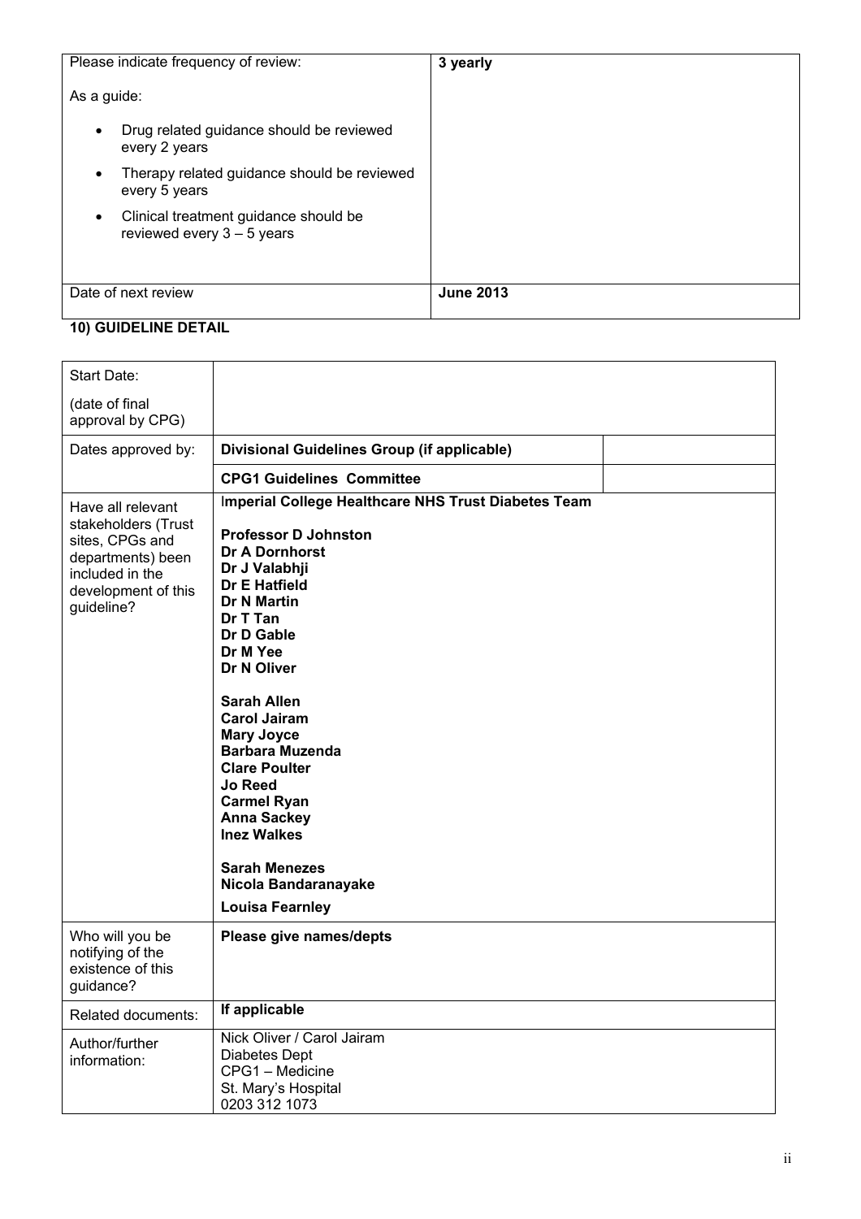| Please indicate frequency of review:<br><br>As a guide:<br><br>• Drug related guidance should be reviewed every 2 years<br>• Therapy related guidance should be reviewed every 5 years<br>• Clinical treatment guidance should be reviewed every 3 – 5 years | **3 yearly** |
|---|---|
| Date of next review | **June 2013** |

**10) GUIDELINE DETAIL**

| Start Date:<br><br>(date of final approval by CPG) | | |
|---|---|---|
| Dates approved by: | **Divisional Guidelines Group (if applicable)** | |
| | **CPG1 Guidelines Committee** | |
| Have all relevant stakeholders (Trust sites, CPGs and departments) been included in the development of this guideline? | **Imperial College Healthcare NHS Trust Diabetes Team**<br><br>**Professor D Johnston**<br>**Dr A Dornhorst**<br>**Dr J Valabhji**<br>**Dr E Hatfield**<br>**Dr N Martin**<br>**Dr T Tan**<br>**Dr D Gable**<br>**Dr M Yee**<br>**Dr N Oliver**<br><br>**Sarah Allen**<br>**Carol Jairam**<br>**Mary Joyce**<br>**Barbara Muzenda**<br>**Clare Poulter**<br>**Jo Reed**<br>**Carmel Ryan**<br>**Anna Sackey**<br>**Inez Walkes**<br><br>**Sarah Menezes**<br>**Nicola Bandaranayake**<br><br>**Louisa Fearnley** | |
| Who will you be notifying of the existence of this guidance? | **Please give names/depts** | |
| Related documents: | **If applicable** | |
| Author/further information: | Nick Oliver / Carol Jairam<br>Diabetes Dept<br>CPG1 – Medicine<br>St. Mary's Hospital<br>0203 312 1073 | |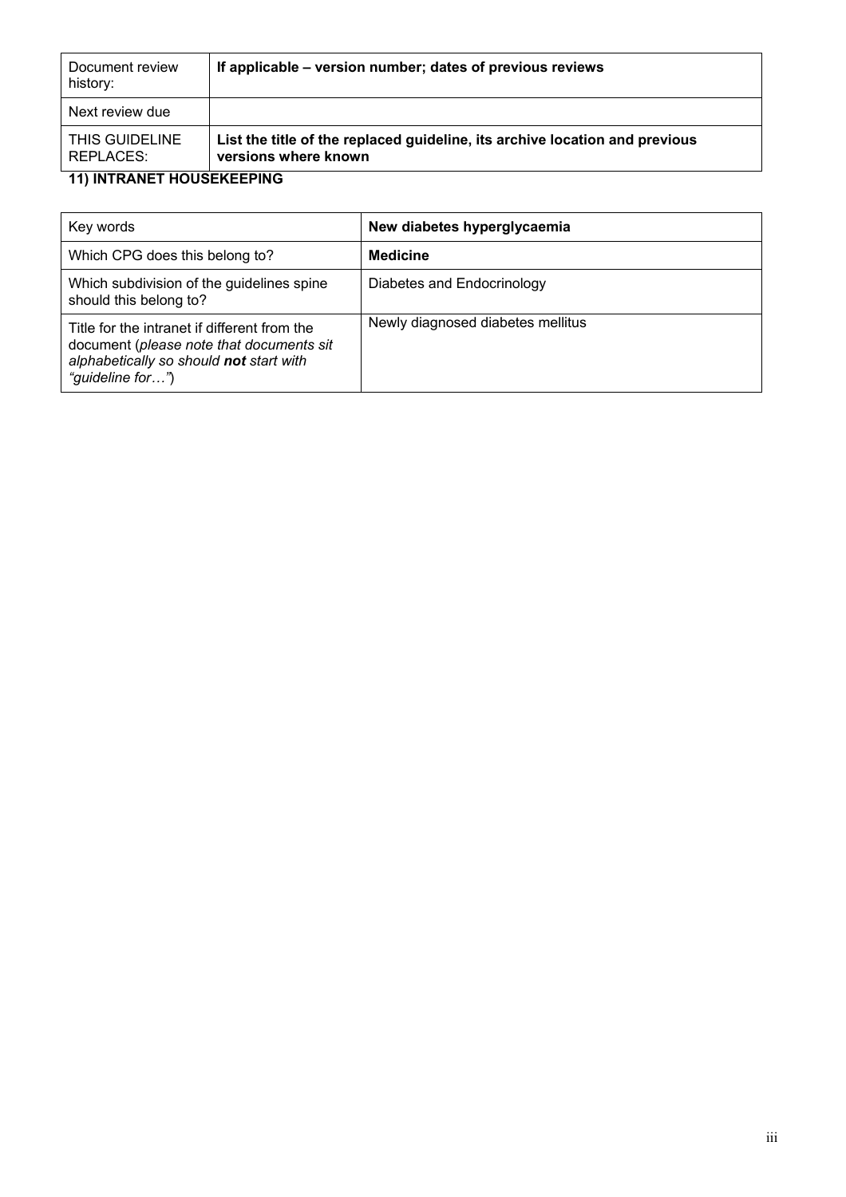| | |
|---|---|
| Document review history: | **If applicable – version number; dates of previous reviews** |
| Next review due | |
| THIS GUIDELINE REPLACES: | **List the title of the replaced guideline, its archive location and previous versions where known** |

## 11) INTRANET HOUSEKEEPING

| | |
|---|---|
| Key words | **New diabetes hyperglycaemia** |
| Which CPG does this belong to? | **Medicine** |
| Which subdivision of the guidelines spine should this belong to? | Diabetes and Endocrinology |
| Title for the intranet if different from the document (*please note that documents sit alphabetically so should* ***not*** *start with "guideline for…"*) | Newly diagnosed diabetes mellitus |